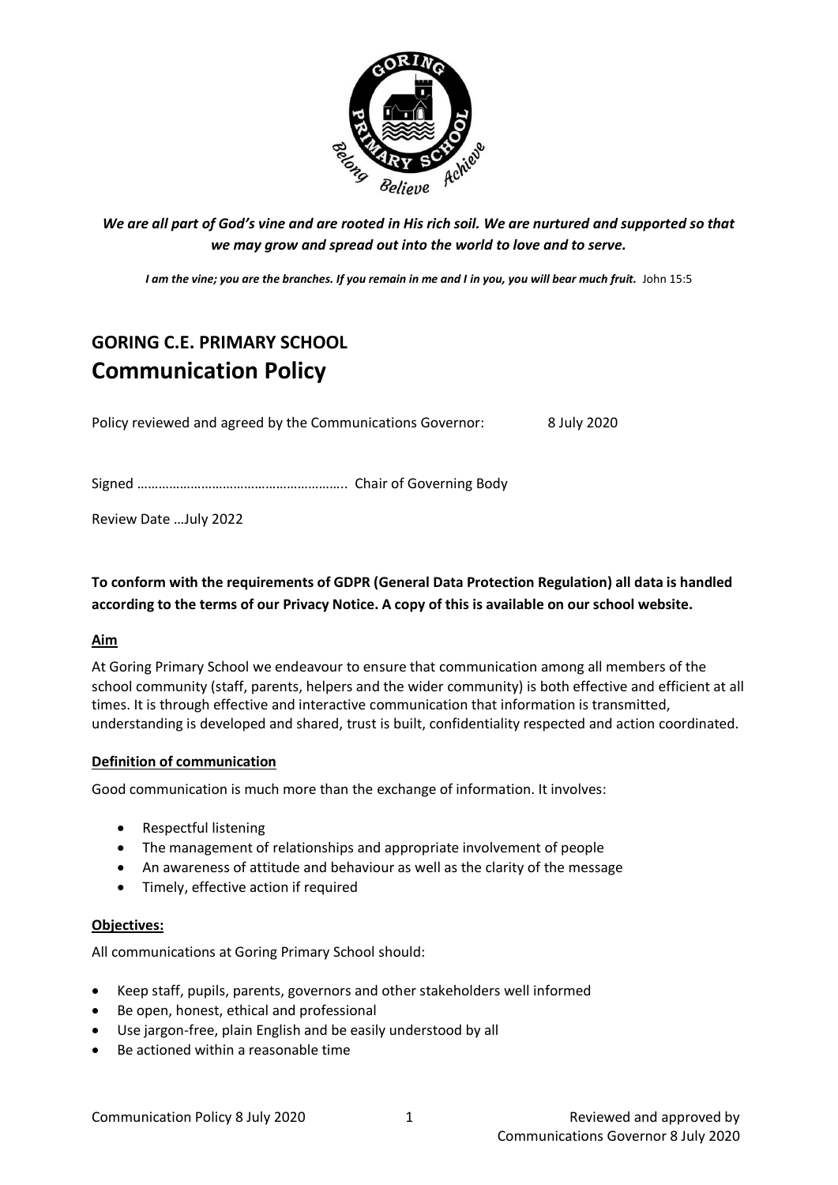***We are all part of God's vine and are rooted in His rich soil. We are nurtured and supported so that we may grow and spread out into the world to love and to serve.***

***I am the vine; you are the branches. If you remain in me and I in you, you will bear much fruit.*** John 15:5

## GORING C.E. PRIMARY SCHOOL

# Communication Policy

Policy reviewed and agreed by the Communications Governor: 8 July 2020

Signed ………………………………………………….. Chair of Governing Body

Review Date …July 2022

**To conform with the requirements of GDPR (General Data Protection Regulation) all data is handled according to the terms of our Privacy Notice. A copy of this is available on our school website.**

### Aim

At Goring Primary School we endeavour to ensure that communication among all members of the school community (staff, parents, helpers and the wider community) is both effective and efficient at all times. It is through effective and interactive communication that information is transmitted, understanding is developed and shared, trust is built, confidentiality respected and action coordinated.

### Definition of communication

Good communication is much more than the exchange of information. It involves:

- Respectful listening
- The management of relationships and appropriate involvement of people
- An awareness of attitude and behaviour as well as the clarity of the message
- Timely, effective action if required

### Objectives:

All communications at Goring Primary School should:

- Keep staff, pupils, parents, governors and other stakeholders well informed
- Be open, honest, ethical and professional
- Use jargon-free, plain English and be easily understood by all
- Be actioned within a reasonable time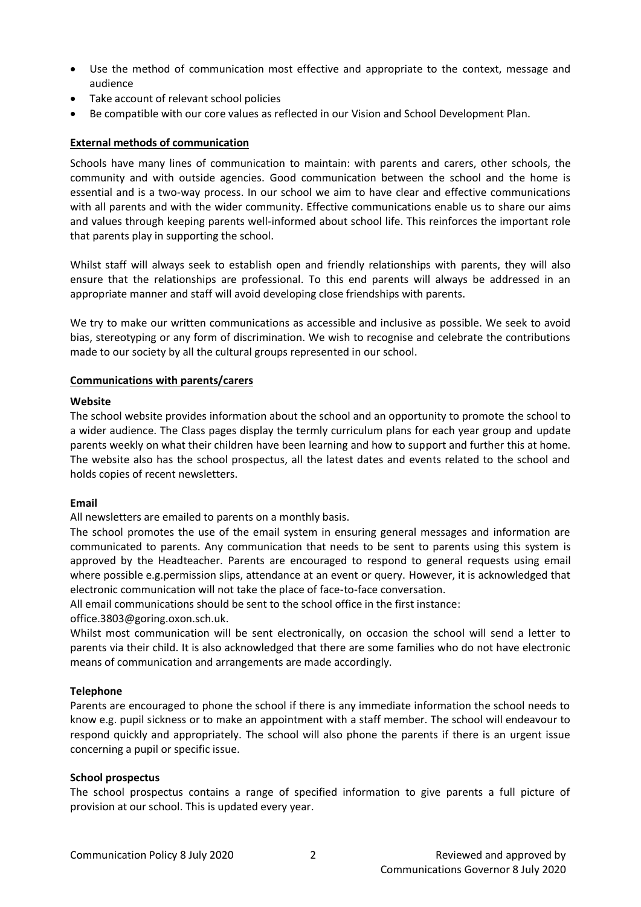- Use the method of communication most effective and appropriate to the context, message and audience
- Take account of relevant school policies
- Be compatible with our core values as reflected in our Vision and School Development Plan.

## External methods of communication

Schools have many lines of communication to maintain: with parents and carers, other schools, the community and with outside agencies. Good communication between the school and the home is essential and is a two-way process. In our school we aim to have clear and effective communications with all parents and with the wider community. Effective communications enable us to share our aims and values through keeping parents well-informed about school life. This reinforces the important role that parents play in supporting the school.

Whilst staff will always seek to establish open and friendly relationships with parents, they will also ensure that the relationships are professional. To this end parents will always be addressed in an appropriate manner and staff will avoid developing close friendships with parents.

We try to make our written communications as accessible and inclusive as possible. We seek to avoid bias, stereotyping or any form of discrimination. We wish to recognise and celebrate the contributions made to our society by all the cultural groups represented in our school.

## Communications with parents/carers

### Website

The school website provides information about the school and an opportunity to promote the school to a wider audience. The Class pages display the termly curriculum plans for each year group and update parents weekly on what their children have been learning and how to support and further this at home. The website also has the school prospectus, all the latest dates and events related to the school and holds copies of recent newsletters.

### Email

All newsletters are emailed to parents on a monthly basis.

The school promotes the use of the email system in ensuring general messages and information are communicated to parents. Any communication that needs to be sent to parents using this system is approved by the Headteacher. Parents are encouraged to respond to general requests using email where possible e.g.permission slips, attendance at an event or query. However, it is acknowledged that electronic communication will not take the place of face-to-face conversation.

All email communications should be sent to the school office in the first instance:
office.3803@goring.oxon.sch.uk.

Whilst most communication will be sent electronically, on occasion the school will send a letter to parents via their child. It is also acknowledged that there are some families who do not have electronic means of communication and arrangements are made accordingly.

### Telephone

Parents are encouraged to phone the school if there is any immediate information the school needs to know e.g. pupil sickness or to make an appointment with a staff member. The school will endeavour to respond quickly and appropriately. The school will also phone the parents if there is an urgent issue concerning a pupil or specific issue.

### School prospectus

The school prospectus contains a range of specified information to give parents a full picture of provision at our school. This is updated every year.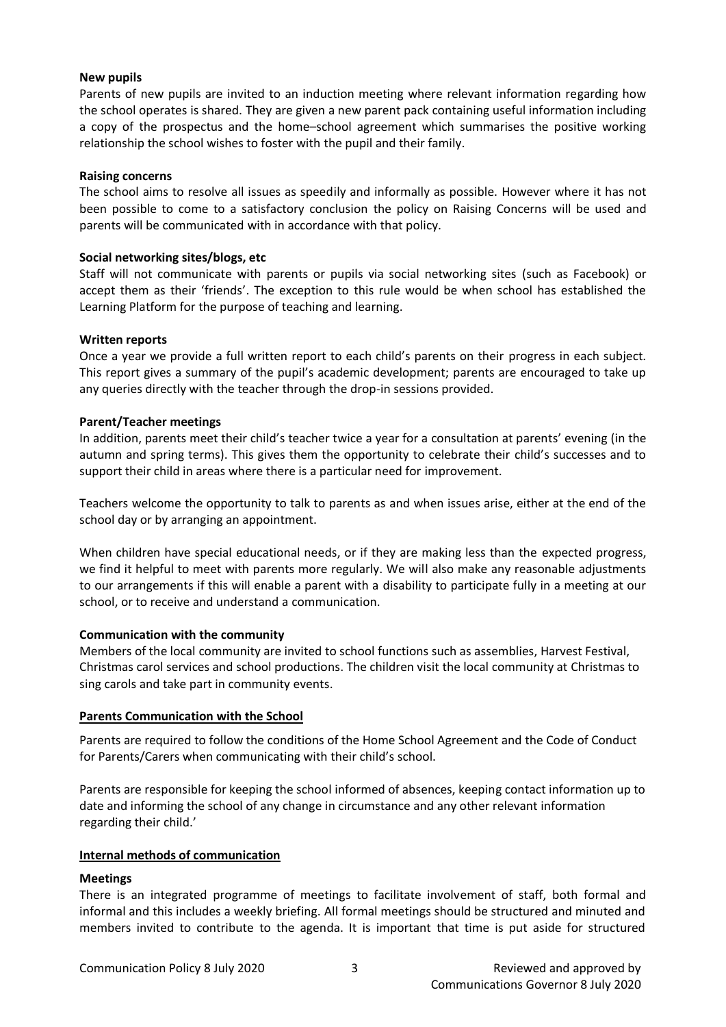**New pupils**
Parents of new pupils are invited to an induction meeting where relevant information regarding how the school operates is shared. They are given a new parent pack containing useful information including a copy of the prospectus and the home–school agreement which summarises the positive working relationship the school wishes to foster with the pupil and their family.

**Raising concerns**
The school aims to resolve all issues as speedily and informally as possible. However where it has not been possible to come to a satisfactory conclusion the policy on Raising Concerns will be used and parents will be communicated with in accordance with that policy.

**Social networking sites/blogs, etc**
Staff will not communicate with parents or pupils via social networking sites (such as Facebook) or accept them as their 'friends'. The exception to this rule would be when school has established the Learning Platform for the purpose of teaching and learning.

**Written reports**
Once a year we provide a full written report to each child's parents on their progress in each subject. This report gives a summary of the pupil's academic development; parents are encouraged to take up any queries directly with the teacher through the drop-in sessions provided.

**Parent/Teacher meetings**
In addition, parents meet their child's teacher twice a year for a consultation at parents' evening (in the autumn and spring terms). This gives them the opportunity to celebrate their child's successes and to support their child in areas where there is a particular need for improvement.

Teachers welcome the opportunity to talk to parents as and when issues arise, either at the end of the school day or by arranging an appointment.

When children have special educational needs, or if they are making less than the expected progress, we find it helpful to meet with parents more regularly. We will also make any reasonable adjustments to our arrangements if this will enable a parent with a disability to participate fully in a meeting at our school, or to receive and understand a communication.

**Communication with the community**
Members of the local community are invited to school functions such as assemblies, Harvest Festival, Christmas carol services and school productions. The children visit the local community at Christmas to sing carols and take part in community events.

**Parents Communication with the School**

Parents are required to follow the conditions of the Home School Agreement and the Code of Conduct for Parents/Carers when communicating with their child's school.

Parents are responsible for keeping the school informed of absences, keeping contact information up to date and informing the school of any change in circumstance and any other relevant information regarding their child.'

**Internal methods of communication**

**Meetings**
There is an integrated programme of meetings to facilitate involvement of staff, both formal and informal and this includes a weekly briefing. All formal meetings should be structured and minuted and members invited to contribute to the agenda. It is important that time is put aside for structured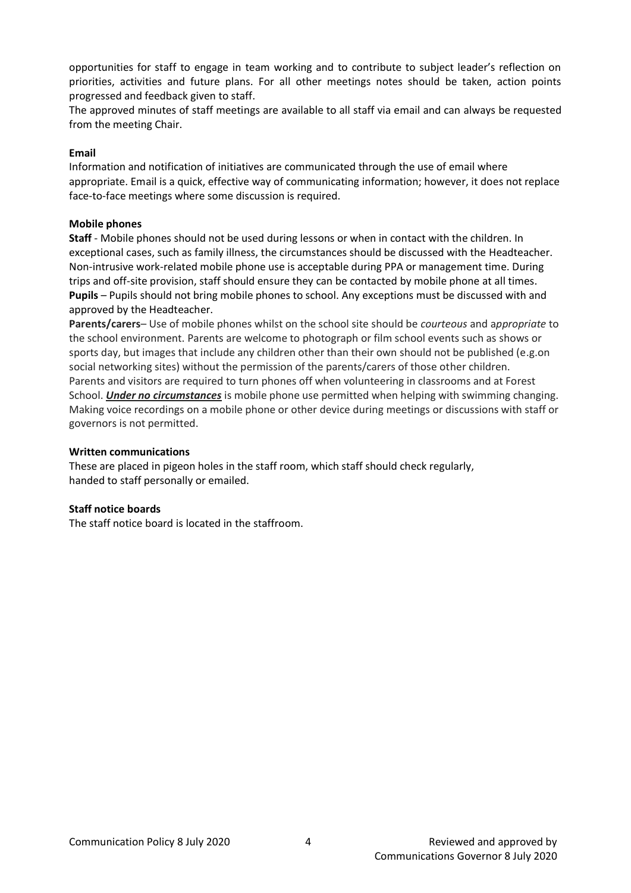opportunities for staff to engage in team working and to contribute to subject leader's reflection on priorities, activities and future plans. For all other meetings notes should be taken, action points progressed and feedback given to staff.
The approved minutes of staff meetings are available to all staff via email and can always be requested from the meeting Chair.

**Email**

Information and notification of initiatives are communicated through the use of email where appropriate. Email is a quick, effective way of communicating information; however, it does not replace face-to-face meetings where some discussion is required.

**Mobile phones**

**Staff** - Mobile phones should not be used during lessons or when in contact with the children. In exceptional cases, such as family illness, the circumstances should be discussed with the Headteacher. Non-intrusive work-related mobile phone use is acceptable during PPA or management time. During trips and off-site provision, staff should ensure they can be contacted by mobile phone at all times.
**Pupils** – Pupils should not bring mobile phones to school. Any exceptions must be discussed with and approved by the Headteacher.
**Parents/carers**– Use of mobile phones whilst on the school site should be *courteous* and a*ppropriate* to the school environment. Parents are welcome to photograph or film school events such as shows or sports day, but images that include any children other than their own should not be published (e.g.on social networking sites) without the permission of the parents/carers of those other children.
Parents and visitors are required to turn phones off when volunteering in classrooms and at Forest School. ***Under no circumstances*** is mobile phone use permitted when helping with swimming changing. Making voice recordings on a mobile phone or other device during meetings or discussions with staff or governors is not permitted.

**Written communications**

These are placed in pigeon holes in the staff room, which staff should check regularly, handed to staff personally or emailed.

**Staff notice boards**

The staff notice board is located in the staffroom.